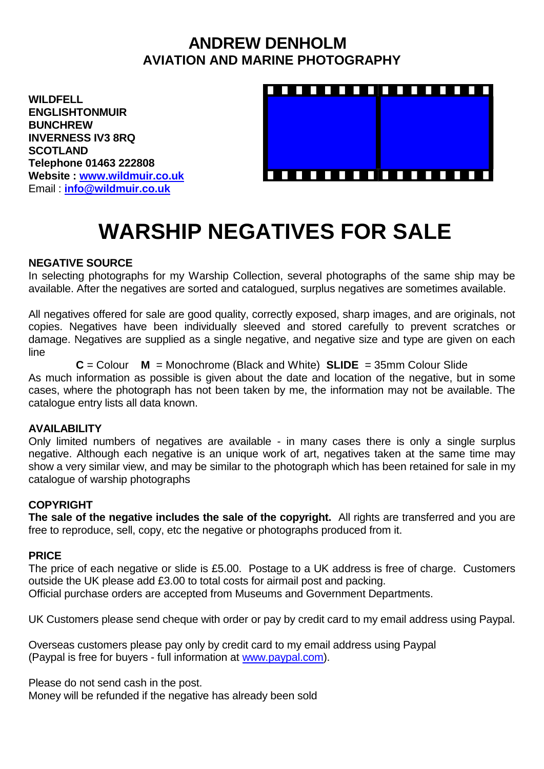# ANDREW DENHOLM
## AVIATION AND MARINE PHOTOGRAPHY

**WILDFELL**
**ENGLISHTONMUIR**
**BUNCHREW**
**INVERNESS IV3 8RQ**
**SCOTLAND**
**Telephone 01463 222808**
**Website : www.wildmuir.co.uk**
Email : **info@wildmuir.co.uk**

# WARSHIP NEGATIVES FOR SALE

### NEGATIVE SOURCE

In selecting photographs for my Warship Collection, several photographs of the same ship may be available. After the negatives are sorted and catalogued, surplus negatives are sometimes available.

All negatives offered for sale are good quality, correctly exposed, sharp images, and are originals, not copies. Negatives have been individually sleeved and stored carefully to prevent scratches or damage. Negatives are supplied as a single negative, and negative size and type are given on each line

**C** = Colour **M** = Monochrome (Black and White) **SLIDE** = 35mm Colour Slide

As much information as possible is given about the date and location of the negative, but in some cases, where the photograph has not been taken by me, the information may not be available. The catalogue entry lists all data known.

### AVAILABILITY

Only limited numbers of negatives are available - in many cases there is only a single surplus negative. Although each negative is an unique work of art, negatives taken at the same time may show a very similar view, and may be similar to the photograph which has been retained for sale in my catalogue of warship photographs

### COPYRIGHT

**The sale of the negative includes the sale of the copyright.** All rights are transferred and you are free to reproduce, sell, copy, etc the negative or photographs produced from it.

### PRICE

The price of each negative or slide is £5.00. Postage to a UK address is free of charge. Customers outside the UK please add £3.00 to total costs for airmail post and packing.
Official purchase orders are accepted from Museums and Government Departments.

UK Customers please send cheque with order or pay by credit card to my email address using Paypal.

Overseas customers please pay only by credit card to my email address using Paypal
(Paypal is free for buyers - full information at www.paypal.com).

Please do not send cash in the post.
Money will be refunded if the negative has already been sold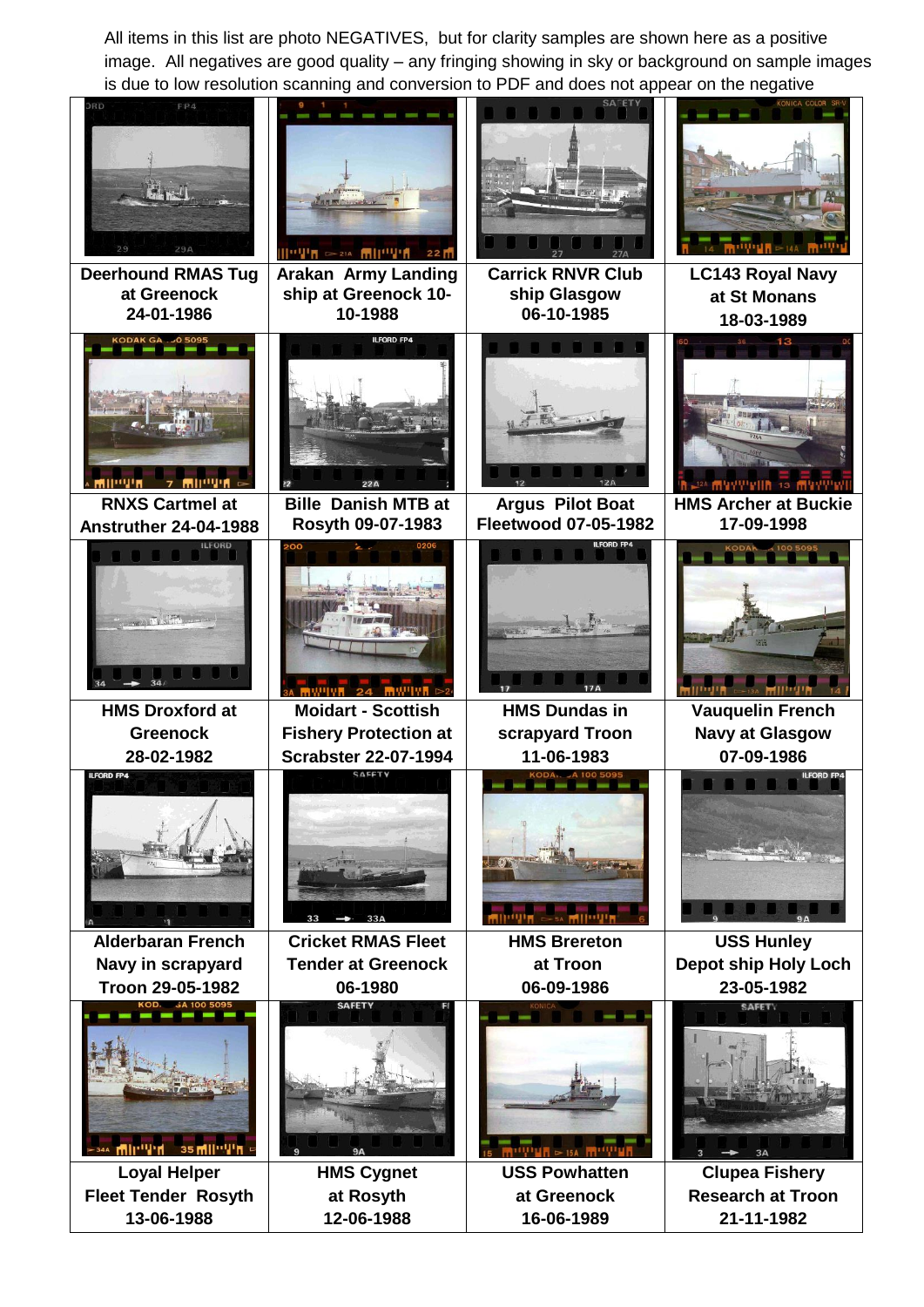All items in this list are photo NEGATIVES, but for clarity samples are shown here as a positive image. All negatives are good quality – any fringing showing in sky or background on sample images is due to low resolution scanning and conversion to PDF and does not appear on the negative

| | | | |
|---|---|---|---|
| **Deerhound RMAS Tug at Greenock 24-01-1986** | **Arakan Army Landing ship at Greenock 10-10-1988** | **Carrick RNVR Club ship Glasgow 06-10-1985** | **LC143 Royal Navy at St Monans 18-03-1989** |
| **RNXS Cartmel at Anstruther 24-04-1988** | **Bille Danish MTB at Rosyth 09-07-1983** | **Argus Pilot Boat Fleetwood 07-05-1982** | **HMS Archer at Buckie 17-09-1998** |
| **HMS Droxford at Greenock 28-02-1982** | **Moidart - Scottish Fishery Protection at Scrabster 22-07-1994** | **HMS Dundas in scrapyard Troon 11-06-1983** | **Vauquelin French Navy at Glasgow 07-09-1986** |
| **Alderbaran French Navy in scrapyard Troon 29-05-1982** | **Cricket RMAS Fleet Tender at Greenock 06-1980** | **HMS Brereton at Troon 06-09-1986** | **USS Hunley Depot ship Holy Loch 23-05-1982** |
| **Loyal Helper Fleet Tender Rosyth 13-06-1988** | **HMS Cygnet at Rosyth 12-06-1988** | **USS Powhatten at Greenock 16-06-1989** | **Clupea Fishery Research at Troon 21-11-1982** |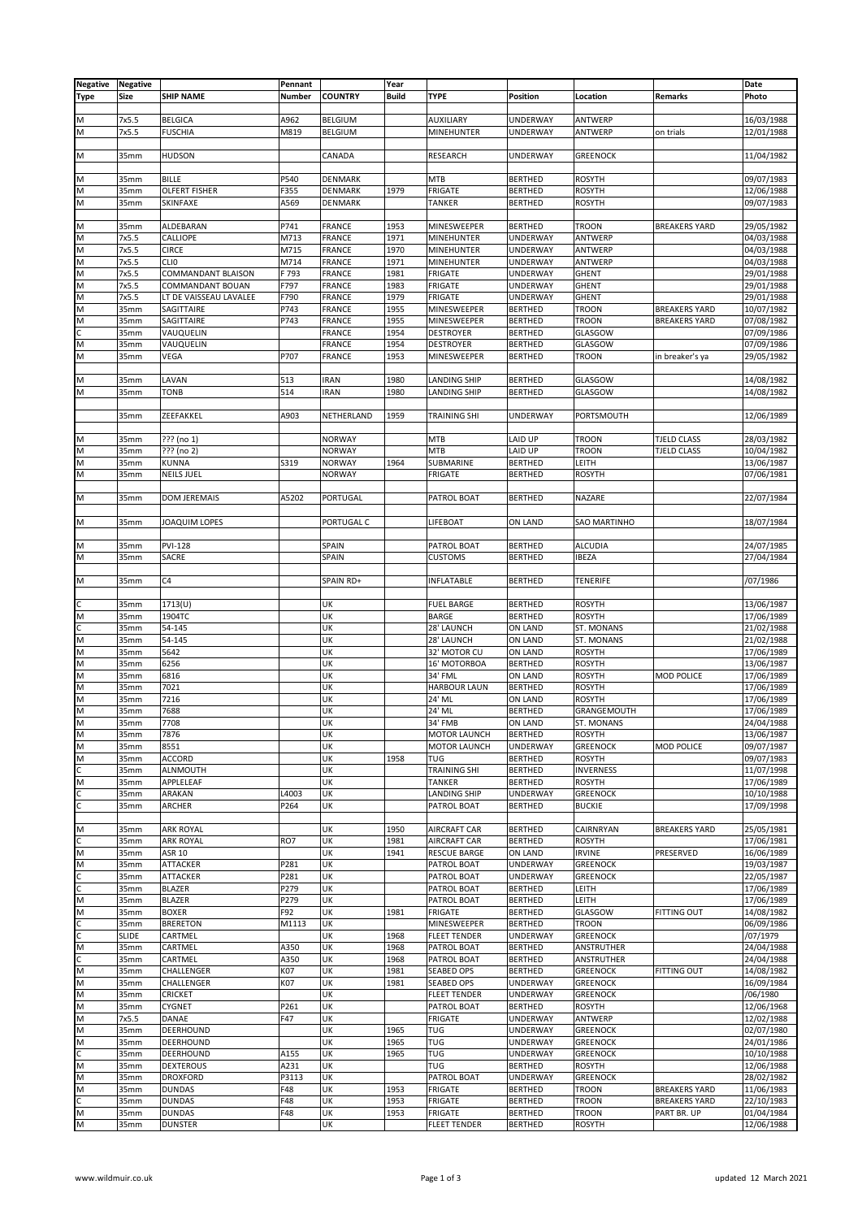| Negative Type | Negative Size | SHIP NAME | Pennant Number | COUNTRY | Year Build | TYPE | Position | Location | Remarks | Date Photo |
|---|---|---|---|---|---|---|---|---|---|---|
| | | | | | | | | | | |
| M | 7x5.5 | BELGICA | A962 | BELGIUM | | AUXILIARY | UNDERWAY | ANTWERP | | 16/03/1988 |
| M | 7x5.5 | FUSCHIA | M819 | BELGIUM | | MINEHUNTER | UNDERWAY | ANTWERP | on trials | 12/01/1988 |
| | | | | | | | | | | |
| M | 35mm | HUDSON | | CANADA | | RESEARCH | UNDERWAY | GREENOCK | | 11/04/1982 |
| | | | | | | | | | | |
| M | 35mm | BILLE | P540 | DENMARK | | MTB | BERTHED | ROSYTH | | 09/07/1983 |
| M | 35mm | OLFERT FISHER | F355 | DENMARK | 1979 | FRIGATE | BERTHED | ROSYTH | | 12/06/1988 |
| M | 35mm | SKINFAXE | A569 | DENMARK | | TANKER | BERTHED | ROSYTH | | 09/07/1983 |
| | | | | | | | | | | |
| M | 35mm | ALDEBARAN | P741 | FRANCE | 1953 | MINESWEEPER | BERTHED | TROON | BREAKERS YARD | 29/05/1982 |
| M | 7x5.5 | CALLIOPE | M713 | FRANCE | 1971 | MINEHUNTER | UNDERWAY | ANTWERP | | 04/03/1988 |
| M | 7x5.5 | CIRCE | M715 | FRANCE | 1970 | MINEHUNTER | UNDERWAY | ANTWERP | | 04/03/1988 |
| M | 7x5.5 | CLI0 | M714 | FRANCE | 1971 | MINEHUNTER | UNDERWAY | ANTWERP | | 04/03/1988 |
| M | 7x5.5 | COMMANDANT BLAISON | F 793 | FRANCE | 1981 | FRIGATE | UNDERWAY | GHENT | | 29/01/1988 |
| M | 7x5.5 | COMMANDANT BOUAN | F797 | FRANCE | 1983 | FRIGATE | UNDERWAY | GHENT | | 29/01/1988 |
| M | 7x5.5 | LT DE VAISSEAU LAVALEE | F790 | FRANCE | 1979 | FRIGATE | UNDERWAY | GHENT | | 29/01/1988 |
| M | 35mm | SAGITTAIRE | P743 | FRANCE | 1955 | MINESWEEPER | BERTHED | TROON | BREAKERS YARD | 10/07/1982 |
| M | 35mm | SAGITTAIRE | P743 | FRANCE | 1955 | MINESWEEPER | BERTHED | TROON | BREAKERS YARD | 07/08/1982 |
| C | 35mm | VAUQUELIN | | FRANCE | 1954 | DESTROYER | BERTHED | GLASGOW | | 07/09/1986 |
| M | 35mm | VAUQUELIN | | FRANCE | 1954 | DESTROYER | BERTHED | GLASGOW | | 07/09/1986 |
| M | 35mm | VEGA | P707 | FRANCE | 1953 | MINESWEEPER | BERTHED | TROON | in breaker's ya | 29/05/1982 |
| | | | | | | | | | | |
| M | 35mm | LAVAN | 513 | IRAN | 1980 | LANDING SHIP | BERTHED | GLASGOW | | 14/08/1982 |
| M | 35mm | TONB | 514 | IRAN | 1980 | LANDING SHIP | BERTHED | GLASGOW | | 14/08/1982 |
| | | | | | | | | | | |
| | 35mm | ZEEFAKKEL | A903 | NETHERLAND | 1959 | TRAINING SHI | UNDERWAY | PORTSMOUTH | | 12/06/1989 |
| | | | | | | | | | | |
| M | 35mm | ??? (no 1) | | NORWAY | | MTB | LAID UP | TROON | TJELD CLASS | 28/03/1982 |
| M | 35mm | ??? (no 2) | | NORWAY | | MTB | LAID UP | TROON | TJELD CLASS | 10/04/1982 |
| M | 35mm | KUNNA | S319 | NORWAY | 1964 | SUBMARINE | BERTHED | LEITH | | 13/06/1987 |
| M | 35mm | NEILS JUEL | | NORWAY | | FRIGATE | BERTHED | ROSYTH | | 07/06/1981 |
| | | | | | | | | | | |
| M | 35mm | DOM JEREMAIS | A5202 | PORTUGAL | | PATROL BOAT | BERTHED | NAZARE | | 22/07/1984 |
| | | | | | | | | | | |
| M | 35mm | JOAQUIM LOPES | | PORTUGAL C | | LIFEBOAT | ON LAND | SAO MARTINHO | | 18/07/1984 |
| | | | | | | | | | | |
| M | 35mm | PVI-128 | | SPAIN | | PATROL BOAT | BERTHED | ALCUDIA | | 24/07/1985 |
| M | 35mm | SACRE | | SPAIN | | CUSTOMS | BERTHED | IBEZA | | 27/04/1984 |
| | | | | | | | | | | |
| M | 35mm | C4 | | SPAIN RD+ | | INFLATABLE | BERTHED | TENERIFE | | /07/1986 |
| | | | | | | | | | | |
| C | 35mm | 1713(U) | | UK | | FUEL BARGE | BERTHED | ROSYTH | | 13/06/1987 |
| M | 35mm | 1904TC | | UK | | BARGE | BERTHED | ROSYTH | | 17/06/1989 |
| C | 35mm | 54-145 | | UK | | 28' LAUNCH | ON LAND | ST. MONANS | | 21/02/1988 |
| M | 35mm | 54-145 | | UK | | 28' LAUNCH | ON LAND | ST. MONANS | | 21/02/1988 |
| M | 35mm | 5642 | | UK | | 32' MOTOR CU | ON LAND | ROSYTH | | 17/06/1989 |
| M | 35mm | 6256 | | UK | | 16' MOTORBOA | BERTHED | ROSYTH | | 13/06/1987 |
| M | 35mm | 6816 | | UK | | 34' FML | ON LAND | ROSYTH | MOD POLICE | 17/06/1989 |
| M | 35mm | 7021 | | UK | | HARBOUR LAUN | BERTHED | ROSYTH | | 17/06/1989 |
| M | 35mm | 7216 | | UK | | 24' ML | ON LAND | ROSYTH | | 17/06/1989 |
| M | 35mm | 7688 | | UK | | 24' ML | BERTHED | GRANGEMOUTH | | 17/06/1989 |
| M | 35mm | 7708 | | UK | | 34' FMB | ON LAND | ST. MONANS | | 24/04/1988 |
| M | 35mm | 7876 | | UK | | MOTOR LAUNCH | BERTHED | ROSYTH | | 13/06/1987 |
| M | 35mm | 8551 | | UK | | MOTOR LAUNCH | UNDERWAY | GREENOCK | MOD POLICE | 09/07/1987 |
| M | 35mm | ACCORD | | UK | 1958 | TUG | BERTHED | ROSYTH | | 09/07/1983 |
| C | 35mm | ALNMOUTH | | UK | | TRAINING SHI | BERTHED | INVERNESS | | 11/07/1998 |
| M | 35mm | APPLELEAF | | UK | | TANKER | BERTHED | ROSYTH | | 17/06/1989 |
| C | 35mm | ARAKAN | L4003 | UK | | LANDING SHIP | UNDERWAY | GREENOCK | | 10/10/1988 |
| C | 35mm | ARCHER | P264 | UK | | PATROL BOAT | BERTHED | BUCKIE | | 17/09/1998 |
| | | | | | | | | | | |
| M | 35mm | ARK ROYAL | | UK | 1950 | AIRCRAFT CAR | BERTHED | CAIRNRYAN | BREAKERS YARD | 25/05/1981 |
| C | 35mm | ARK ROYAL | RO7 | UK | 1981 | AIRCRAFT CAR | BERTHED | ROSYTH | | 17/06/1981 |
| M | 35mm | ASR 10 | | UK | 1941 | RESCUE BARGE | ON LAND | IRVINE | PRESERVED | 16/06/1989 |
| M | 35mm | ATTACKER | P281 | UK | | PATROL BOAT | UNDERWAY | GREENOCK | | 19/03/1987 |
| C | 35mm | ATTACKER | P281 | UK | | PATROL BOAT | UNDERWAY | GREENOCK | | 22/05/1987 |
| C | 35mm | BLAZER | P279 | UK | | PATROL BOAT | BERTHED | LEITH | | 17/06/1989 |
| M | 35mm | BLAZER | P279 | UK | | PATROL BOAT | BERTHED | LEITH | | 17/06/1989 |
| M | 35mm | BOXER | F92 | UK | 1981 | FRIGATE | BERTHED | GLASGOW | FITTING OUT | 14/08/1982 |
| C | 35mm | BRERETON | M1113 | UK | | MINESWEEPER | BERTHED | TROON | | 06/09/1986 |
| C | SLIDE | CARTMEL | | UK | 1968 | FLEET TENDER | UNDERWAY | GREENOCK | | /07/1979 |
| M | 35mm | CARTMEL | A350 | UK | 1968 | PATROL BOAT | BERTHED | ANSTRUTHER | | 24/04/1988 |
| C | 35mm | CARTMEL | A350 | UK | 1968 | PATROL BOAT | BERTHED | ANSTRUTHER | | 24/04/1988 |
| M | 35mm | CHALLENGER | K07 | UK | 1981 | SEABED OPS | BERTHED | GREENOCK | FITTING OUT | 14/08/1982 |
| M | 35mm | CHALLENGER | K07 | UK | 1981 | SEABED OPS | UNDERWAY | GREENOCK | | 16/09/1984 |
| M | 35mm | CRICKET | | UK | | FLEET TENDER | UNDERWAY | GREENOCK | | /06/1980 |
| M | 35mm | CYGNET | P261 | UK | | PATROL BOAT | BERTHED | ROSYTH | | 12/06/1968 |
| M | 7x5.5 | DANAE | F47 | UK | | FRIGATE | UNDERWAY | ANTWERP | | 12/02/1988 |
| M | 35mm | DEERHOUND | | UK | 1965 | TUG | UNDERWAY | GREENOCK | | 02/07/1980 |
| M | 35mm | DEERHOUND | | UK | 1965 | TUG | UNDERWAY | GREENOCK | | 24/01/1986 |
| C | 35mm | DEERHOUND | A155 | UK | 1965 | TUG | UNDERWAY | GREENOCK | | 10/10/1988 |
| M | 35mm | DEXTEROUS | A231 | UK | | TUG | BERTHED | ROSYTH | | 12/06/1988 |
| M | 35mm | DROXFORD | P3113 | UK | | PATROL BOAT | UNDERWAY | GREENOCK | | 28/02/1982 |
| M | 35mm | DUNDAS | F48 | UK | 1953 | FRIGATE | BERTHED | TROON | BREAKERS YARD | 11/06/1983 |
| C | 35mm | DUNDAS | F48 | UK | 1953 | FRIGATE | BERTHED | TROON | BREAKERS YARD | 22/10/1983 |
| M | 35mm | DUNDAS | F48 | UK | 1953 | FRIGATE | BERTHED | TROON | PART BR. UP | 01/04/1984 |
| M | 35mm | DUNSTER | | UK | | FLEET TENDER | BERTHED | ROSYTH | | 12/06/1988 |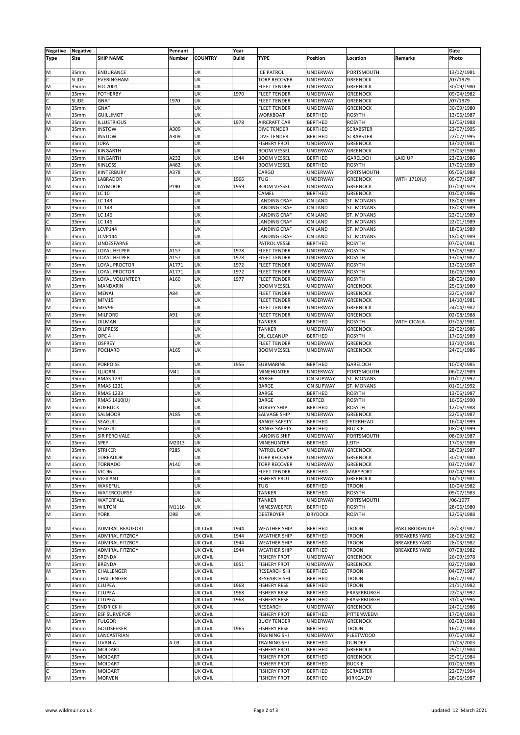| Negative Type | Negative Size | SHIP NAME | Pennant Number | COUNTRY | Year Build | TYPE | Position | Location | Remarks | Date Photo |
|---|---|---|---|---|---|---|---|---|---|---|
| | | | | | | | | | | |
| M | 35mm | ENDURANCE | | UK | | ICE PATROL | UNDERWAY | PORTSMOUTH | | 13/12/1981 |
| C | SLIDE | EVERINGHAM | | UK | | TORP RECOVER | UNDERWAY | GREENOCK | | /07/1979 |
| M | 35mm | FDC7001 | | UK | | FLEET TENDER | UNDERWAY | GREENOCK | | 30/09/1980 |
| M | 35mm | FOTHERBY | | UK | 1970 | FLEET TENDER | UNDERWAY | GREENOCK | | 09/04/1982 |
| C | SLIDE | GNAT | 1970 | UK | | FLEET TENDER | UNDERWAY | GREENOCK | | /07/1979 |
| M | 35mm | GNAT | | UK | | FLEET TENDER | UNDERWAY | GREENOCK | | 30/09/1980 |
| M | 35mm | GUILLIMOT | | UK | | WORKBOAT | BERTHED | ROSYTH | | 13/06/1987 |
| M | 35mm | ILLUSTRIOUS | | UK | 1978 | AIRCRAFT CAR | BERTHED | ROSYTH | | 12/06/1988 |
| M | 35mm | INSTOW | A309 | UK | | DIVE TENDER | BERTHED | SCRABSTER | | 22/07/1995 |
| C | 35mm | INSTOW | A309 | UK | | DIVE TENDER | BERTHED | SCRABSTER | | 22/07/1995 |
| M | 35mm | JURA | | UK | | FISHERY PROT | UNDERWAY | GREENOCK | | 13/10/1981 |
| M | 35mm | KINGARTH | | UK | | BOOM VESSEL | UNDERWAY | GREENOCK | | 23/05/1980 |
| M | 35mm | KINGARTH | A232 | UK | 1944 | BOOM VESSEL | BERTHED | GARELOCH | LAID UP | 23/03/1986 |
| M | 35mm | KINLOSS | A482 | UK | | BOOM VESSEL | BERTHED | ROSYTH | | 17/06/1989 |
| M | 35mm | KINTERBURY | A378 | UK | | CARGO | UNDERWAY | PORTSMOUTH | | 05/06/1988 |
| M | 35mm | LABRADOR | | UK | 1966 | TUG | UNDERWAY | GREENOCK | WITH 1710(U) | 09/07/1987 |
| M | 35mm | LAYMOOR | P190 | UK | 1959 | BOOM VESSEL | UNDERWAY | GREENOCK | | 07/09/1979 |
| M | 35mm | LC 10 | | UK | | CAMEL | BERTHED | GREENOCK | | 01/03/1986 |
| C | 35mm | LC 143 | | UK | | LANDING CRAF | ON LAND | ST. MONANS | | 18/03/1989 |
| M | 35mm | LC 143 | | UK | | LANDING CRAF | ON LAND | ST. MONANS | | 18/03/1989 |
| M | 35mm | LC 146 | | UK | | LANDING CRAF | ON LAND | ST. MONANS | | 22/01/1989 |
| C | 35mm | LC 146 | | UK | | LANDING CRAF | ON LAND | ST. MONANS | | 22/01/1989 |
| M | 35mm | LCVP144 | | UK | | LANDING CRAF | ON LAND | ST. MONANS | | 18/03/1989 |
| C | 35mm | LCVP144 | | UK | | LANDING CRAF | ON LAND | ST. MONANS | | 18/03/1989 |
| M | 35mm | LINDESFARNE | | UK | | PATROL VESSE | BERTHED | ROSYTH | | 07/06/1981 |
| M | 35mm | LOYAL HELPER | A157 | UK | 1978 | FLEET TENDER | UNDERWAY | ROSYTH | | 13/06/1987 |
| C | 35mm | LOYAL HELPER | A157 | UK | 1978 | FLEET TENDER | UNDERWAY | ROSYTH | | 13/06/1987 |
| M | 35mm | LOYAL PROCTOR | A1771 | UK | 1972 | FLEET TENDER | UNDERWAY | ROSYTH | | 13/06/1987 |
| M | 35mm | LOYAL PROCTOR | A1771 | UK | 1972 | FLEET TENDER | UNDERWAY | ROSYTH | | 16/06/1990 |
| M | 35mm | LOYAL VOLUNTEER | A160 | UK | 1977 | FLEET TENDER | UNDERWAY | ROSYTH | | 28/06/1980 |
| M | 35mm | MANDARIN | | UK | | BOOM VESSEL | UNDERWAY | GREENOCK | | 25/03/1980 |
| M | 35mm | MENAI | A84 | UK | | FLEET TENDER | UNDERWAY | GREENOCK | | 22/05/1987 |
| M | 35mm | MFV15 | | UK | | FLEET TENDER | UNDERWAY | GREENOCK | | 14/10/1981 |
| M | 35mm | MFV96 | | UK | | FLEET TENDER | UNDERWAY | GREENOCK | | 24/04/1982 |
| M | 35mm | MILFORD | A91 | UK | | FLEET TENDER | UNDERWAY | GREENOCK | | 02/08/1988 |
| M | 35mm | OILMAN | | UK | | TANKER | BERTHED | ROSYTH | WITH CICALA | 07/06/1981 |
| M | 35mm | OILPRESS | | UK | | TANKER | UNDERWAY | GREENOCK | | 22/02/1986 |
| M | 35mm | OPC 4 | | UK | | OIL CLEANUP | BERTHED | ROSYTH | | 17/06/1989 |
| M | 35mm | OSPREY | | UK | | FLEET TENDER | UNDERWAY | GREENOCK | | 13/10/1981 |
| M | 35mm | POCHARD | A165 | UK | | BOOM VESSEL | UNDERWAY | GREENOCK | | 24/01/1986 |
| | | | | | | | | | | |
| M | 35mm | PORPOISE | | UK | 1956 | SUBMARINE | BERTHED | GARELOCH | | 10/03/1985 |
| M | 35mm | QUORN | M41 | UK | | MINEHUNTER | UNDERWAY | PORTSMOUTH | | 06/02/1989 |
| M | 35mm | RMAS 1231 | | UK | | BARGE | ON SLIPWAY | ST. MONANS | | 01/01/1992 |
| C | 35mm | RMAS 1231 | | UK | | BARGE | ON SLIPWAY | ST. MONANS | | 01/01/1992 |
| M | 35mm | RMAS 1233 | | UK | | BARGE | BERTHED | ROSYTH | | 13/06/1987 |
| M | 35mm | RMAS 1410(U) | | UK | | BARGE | BERTED | ROSYTH | | 16/06/1990 |
| M | 35mm | ROEBUCK | | UK | | SURVEY SHIP | BERTHED | ROSYTH | | 12/06/1988 |
| M | 35mm | SALMOOR | A185 | UK | | SALVAGE SHIP | UNDERWAY | GREENOCK | | 22/05/1987 |
| C | 35mm | SEAGULL | | UK | | RANGE SAFETY | BERTHED | PETERHEAD | | 16/04/1999 |
| C | 35mm | SEAGULL | | UK | | RANGE SAFETY | BERTHED | BUCKIE | | 08/09/1999 |
| M | 35mm | SIR PERCIVALE | | UK | | LANDING SHIP | UNDERWAY | PORTSMOUTH | | 08/09/1987 |
| M | 35mm | SPEY | M2013 | UK | | MINEHUNTER | BERTHED | LEITH | | 17/06/1989 |
| M | 35mm | STRIKER | P285 | UK | | PATROL BOAT | UNDERWAY | GREENOCK | | 28/03/1987 |
| M | 35mm | TOREADOR | | UK | | TORP RECOVER | UNDERWAY | GREENOCK | | 30/09/1980 |
| M | 35mm | TORNADO | A140 | UK | | TORP RECOVER | UNDERWAY | GREENOCK | | 03/07/1987 |
| M | 35mm | VIC 96 | | UK | | FLEET TENDER | BERTHED | MARYPORT | | 02/04/1983 |
| M | 35mm | VIGILANT | | UK | | FISHERY PROT | UNDERWAY | GREENOCK | | 14/10/1981 |
| M | 35mm | WAKEFUL | | UK | | TUG | BERTHED | TROON | | 10/04/1982 |
| M | 35mm | WATERCOURSE | | UK | | TANKER | BERTHED | ROSYTH | | 09/07/1983 |
| M | 35mm | WATERFALL | | UK | | TANKER | UNDERWAY | PORTSMOUTH | | /06/1977 |
| M | 35mm | WILTON | M1116 | UK | | MINESWEEPER | BERTHED | ROSYTH | | 28/06/1980 |
| M | 35mm | YORK | D98 | UK | | DESTROYER | DRYDOCK | ROSYTH | | 12/06/1988 |
| | | | | | | | | | | |
| M | 35mm | ADMIRAL BEAUFORT | | UK CIVIL | 1944 | WEATHER SHIP | BERTHED | TROON | PART BROKEN UP | 28/03/1982 |
| M | 35mm | ADMIRAL FITZROY | | UK CIVIL | 1944 | WEATHER SHIP | BERTHED | TROON | BREAKERS YARD | 28/03/1982 |
| C | 35mm | ADMIRAL FITZROY | | UK CIVIL | 1944 | WEATHER SHIP | BERTHED | TROON | BREAKERS YARD | 28/03/1982 |
| M | 35mm | ADMIRAL FITZROY | | UK CIVIL | 1944 | WEATHER SHIP | BERTHED | TROON | BREAKERS YARD | 07/08/1982 |
| M | 35mm | BRENDA | | UK CIVIL | | FISHERY PROT | UNDERWAY | GREENOCK | | 26/09/1978 |
| M | 35mm | BRENDA | | UK CIVIL | 1951 | FISHERY PROT | UNDERWAY | GREENOCK | | 02/07/1980 |
| M | 35mm | CHALLENGER | | UK CIVIL | | RESEARCH SHI | BERTHED | TROON | | 04/07/1987 |
| C | 35mm | CHALLENGER | | UK CIVIL | | RESEARCH SHI | BERTHED | TROON | | 04/07/1987 |
| M | 35mm | CLUPEA | | UK CIVIL | 1968 | FISHERY RESE | BERTHED | TROON | | 21/11/1982 |
| C | 35mm | CLUPEA | | UK CIVIL | 1968 | FISHERY RESE | BERTHED | FRASERBURGH | | 22/05/1992 |
| C | 35mm | CLUPEA | | UK CIVIL | 1968 | FISHERY RESE | BERTHED | FRASERBURGH | | 31/05/1994 |
| C | 35mm | ENDRICK II | | UK CIVIL | | RESEARCH | UNDERWAY | GREENOCK | | 24/01/1986 |
| C | 35mm | ESF SURVEYOR | | UK CIVIL | | FISHERY PROT | BERTHED | PITTENWEEM | | 17/04/1993 |
| M | 35mm | FULGOR | | UK CIVIL | | BUOY TENDER | UNDERWAY | GREENOCK | | 02/08/1988 |
| M | 35mm | GOLDSEEKER | | UK CIVIL | 1965 | FISHERY RESE | BERTHED | TROON | | 16/07/1983 |
| M | 35mm | LANCASTRIAN | | UK CIVIL | | TRAINING SHI | UNDERWAY | FLEETWOOD | | 07/05/1982 |
| C | 35mm | LIVANIA | A-03 | UK CIVIL | | TRAINING SHI | BERTHED | DUNDEE | | 21/06/2003 |
| C | 35mm | MOIDART | | UK CIVIL | | FISHERY PROT | BERTHED | GREENOCK | | 29/01/1984 |
| M | 35mm | MOIDART | | UK CIVIL | | FISHERY PROT | BERTHED | GREENOCK | | 29/01/1984 |
| C | 35mm | MOIDART | | UK CIVIL | | FISHERY PROT | BERTHED | BUCKIE | | 01/06/1985 |
| C | 35mm | MOIDART | | UK CIVIL | | FISHERY PROT | BERTHED | SCRABSTER | | 22/07/1994 |
| M | 35mm | MORVEN | | UK CIVIL | | FISHERY PROT | BERTHED | KIRKCALDY | | 28/06/1987 |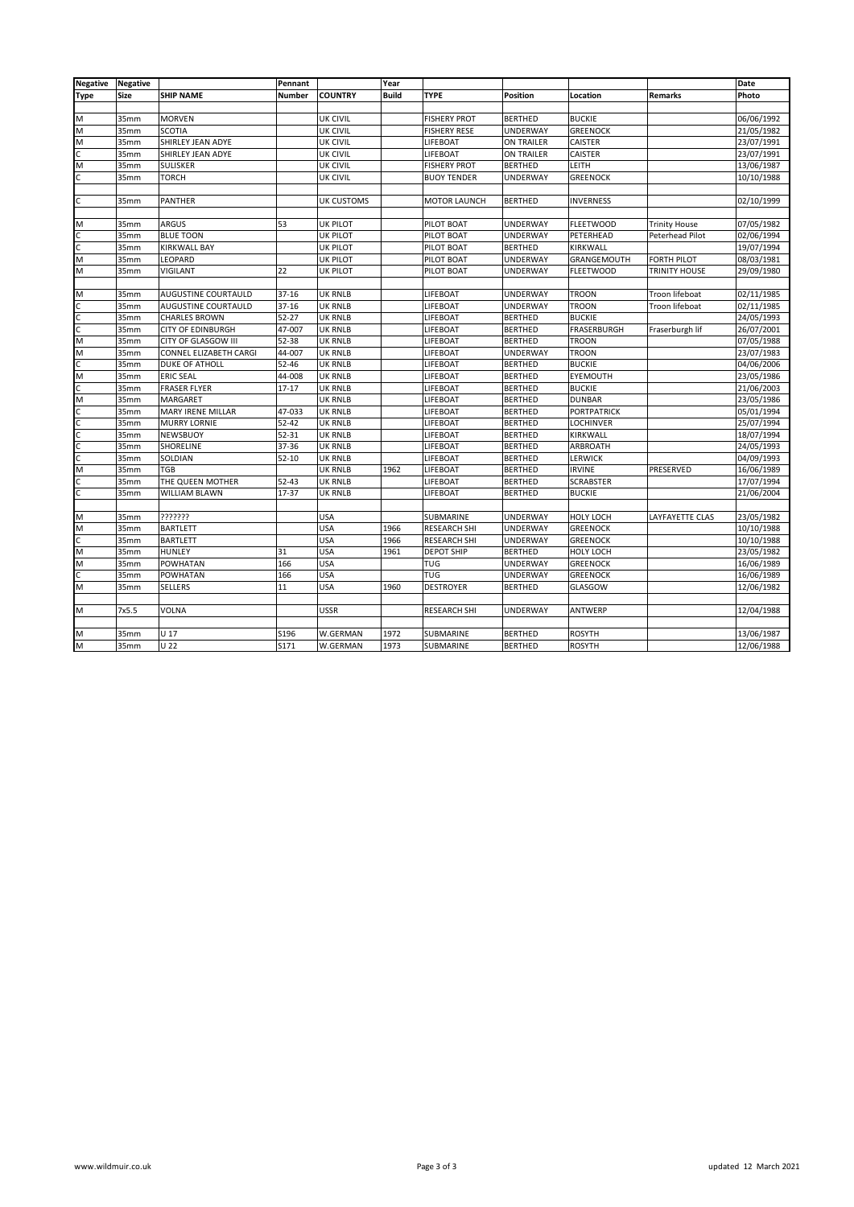| Negative Type | Negative Size | SHIP NAME | Pennant Number | COUNTRY | Year Build | TYPE | Position | Location | Remarks | Date Photo |
|---|---|---|---|---|---|---|---|---|---|---|
| | | | | | | | | | | |
| M | 35mm | MORVEN | | UK CIVIL | | FISHERY PROT | BERTHED | BUCKIE | | 06/06/1992 |
| M | 35mm | SCOTIA | | UK CIVIL | | FISHERY RESE | UNDERWAY | GREENOCK | | 21/05/1982 |
| M | 35mm | SHIRLEY JEAN ADYE | | UK CIVIL | | LIFEBOAT | ON TRAILER | CAISTER | | 23/07/1991 |
| C | 35mm | SHIRLEY JEAN ADYE | | UK CIVIL | | LIFEBOAT | ON TRAILER | CAISTER | | 23/07/1991 |
| M | 35mm | SULISKER | | UK CIVIL | | FISHERY PROT | BERTHED | LEITH | | 13/06/1987 |
| C | 35mm | TORCH | | UK CIVIL | | BUOY TENDER | UNDERWAY | GREENOCK | | 10/10/1988 |
| | | | | | | | | | | |
| C | 35mm | PANTHER | | UK CUSTOMS | | MOTOR LAUNCH | BERTHED | INVERNESS | | 02/10/1999 |
| | | | | | | | | | | |
| M | 35mm | ARGUS | 53 | UK PILOT | | PILOT BOAT | UNDERWAY | FLEETWOOD | Trinity House | 07/05/1982 |
| C | 35mm | BLUE TOON | | UK PILOT | | PILOT BOAT | UNDERWAY | PETERHEAD | Peterhead Pilot | 02/06/1994 |
| C | 35mm | KIRKWALL BAY | | UK PILOT | | PILOT BOAT | BERTHED | KIRKWALL | | 19/07/1994 |
| M | 35mm | LEOPARD | | UK PILOT | | PILOT BOAT | UNDERWAY | GRANGEMOUTH | FORTH PILOT | 08/03/1981 |
| M | 35mm | VIGILANT | 22 | UK PILOT | | PILOT BOAT | UNDERWAY | FLEETWOOD | TRINITY HOUSE | 29/09/1980 |
| | | | | | | | | | | |
| M | 35mm | AUGUSTINE COURTAULD | 37-16 | UK RNLB | | LIFEBOAT | UNDERWAY | TROON | Troon lifeboat | 02/11/1985 |
| C | 35mm | AUGUSTINE COURTAULD | 37-16 | UK RNLB | | LIFEBOAT | UNDERWAY | TROON | Troon lifeboat | 02/11/1985 |
| C | 35mm | CHARLES BROWN | 52-27 | UK RNLB | | LIFEBOAT | BERTHED | BUCKIE | | 24/05/1993 |
| C | 35mm | CITY OF EDINBURGH | 47-007 | UK RNLB | | LIFEBOAT | BERTHED | FRASERBURGH | Fraserburgh lif | 26/07/2001 |
| M | 35mm | CITY OF GLASGOW III | 52-38 | UK RNLB | | LIFEBOAT | BERTHED | TROON | | 07/05/1988 |
| M | 35mm | CONNEL ELIZABETH CARGI | 44-007 | UK RNLB | | LIFEBOAT | UNDERWAY | TROON | | 23/07/1983 |
| C | 35mm | DUKE OF ATHOLL | 52-46 | UK RNLB | | LIFEBOAT | BERTHED | BUCKIE | | 04/06/2006 |
| M | 35mm | ERIC SEAL | 44-008 | UK RNLB | | LIFEBOAT | BERTHED | EYEMOUTH | | 23/05/1986 |
| C | 35mm | FRASER FLYER | 17-17 | UK RNLB | | LIFEBOAT | BERTHED | BUCKIE | | 21/06/2003 |
| M | 35mm | MARGARET | | UK RNLB | | LIFEBOAT | BERTHED | DUNBAR | | 23/05/1986 |
| C | 35mm | MARY IRENE MILLAR | 47-033 | UK RNLB | | LIFEBOAT | BERTHED | PORTPATRICK | | 05/01/1994 |
| C | 35mm | MURRY LORNIE | 52-42 | UK RNLB | | LIFEBOAT | BERTHED | LOCHINVER | | 25/07/1994 |
| C | 35mm | NEWSBUOY | 52-31 | UK RNLB | | LIFEBOAT | BERTHED | KIRKWALL | | 18/07/1994 |
| C | 35mm | SHORELINE | 37-36 | UK RNLB | | LIFEBOAT | BERTHED | ARBROATH | | 24/05/1993 |
| C | 35mm | SOLDIAN | 52-10 | UK RNLB | | LIFEBOAT | BERTHED | LERWICK | | 04/09/1993 |
| M | 35mm | TGB | | UK RNLB | 1962 | LIFEBOAT | BERTHED | IRVINE | PRESERVED | 16/06/1989 |
| C | 35mm | THE QUEEN MOTHER | 52-43 | UK RNLB | | LIFEBOAT | BERTHED | SCRABSTER | | 17/07/1994 |
| C | 35mm | WILLIAM BLAWN | 17-37 | UK RNLB | | LIFEBOAT | BERTHED | BUCKIE | | 21/06/2004 |
| | | | | | | | | | | |
| M | 35mm | ??????? | | USA | | SUBMARINE | UNDERWAY | HOLY LOCH | LAYFAYETTE CLAS | 23/05/1982 |
| M | 35mm | BARTLETT | | USA | 1966 | RESEARCH SHI | UNDERWAY | GREENOCK | | 10/10/1988 |
| C | 35mm | BARTLETT | | USA | 1966 | RESEARCH SHI | UNDERWAY | GREENOCK | | 10/10/1988 |
| M | 35mm | HUNLEY | 31 | USA | 1961 | DEPOT SHIP | BERTHED | HOLY LOCH | | 23/05/1982 |
| M | 35mm | POWHATAN | 166 | USA | | TUG | UNDERWAY | GREENOCK | | 16/06/1989 |
| C | 35mm | POWHATAN | 166 | USA | | TUG | UNDERWAY | GREENOCK | | 16/06/1989 |
| M | 35mm | SELLERS | 11 | USA | 1960 | DESTROYER | BERTHED | GLASGOW | | 12/06/1982 |
| | | | | | | | | | | |
| M | 7x5.5 | VOLNA | | USSR | | RESEARCH SHI | UNDERWAY | ANTWERP | | 12/04/1988 |
| | | | | | | | | | | |
| M | 35mm | U 17 | S196 | W.GERMAN | 1972 | SUBMARINE | BERTHED | ROSYTH | | 13/06/1987 |
| M | 35mm | U 22 | S171 | W.GERMAN | 1973 | SUBMARINE | BERTHED | ROSYTH | | 12/06/1988 |